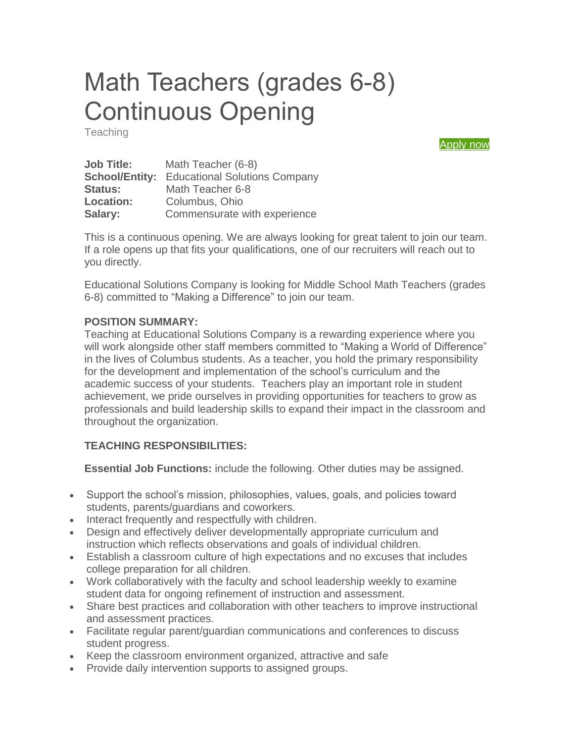# Math Teachers (grades 6-8) Continuous Opening

Teaching

Apply now

**Job Title:** Math Teacher (6-8)
**School/Entity:** Educational Solutions Company
**Status:** Math Teacher 6-8
**Location:** Columbus, Ohio
**Salary:** Commensurate with experience

This is a continuous opening. We are always looking for great talent to join our team. If a role opens up that fits your qualifications, one of our recruiters will reach out to you directly.

Educational Solutions Company is looking for Middle School Math Teachers (grades 6-8) committed to "Making a Difference" to join our team.

**POSITION SUMMARY:**
Teaching at Educational Solutions Company is a rewarding experience where you will work alongside other staff members committed to "Making a World of Difference" in the lives of Columbus students. As a teacher, you hold the primary responsibility for the development and implementation of the school's curriculum and the academic success of your students. Teachers play an important role in student achievement, we pride ourselves in providing opportunities for teachers to grow as professionals and build leadership skills to expand their impact in the classroom and throughout the organization.

**TEACHING RESPONSIBILITIES:**

**Essential Job Functions:** include the following. Other duties may be assigned.

- Support the school's mission, philosophies, values, goals, and policies toward students, parents/guardians and coworkers.
- Interact frequently and respectfully with children.
- Design and effectively deliver developmentally appropriate curriculum and instruction which reflects observations and goals of individual children.
- Establish a classroom culture of high expectations and no excuses that includes college preparation for all children.
- Work collaboratively with the faculty and school leadership weekly to examine student data for ongoing refinement of instruction and assessment.
- Share best practices and collaboration with other teachers to improve instructional and assessment practices.
- Facilitate regular parent/guardian communications and conferences to discuss student progress.
- Keep the classroom environment organized, attractive and safe
- Provide daily intervention supports to assigned groups.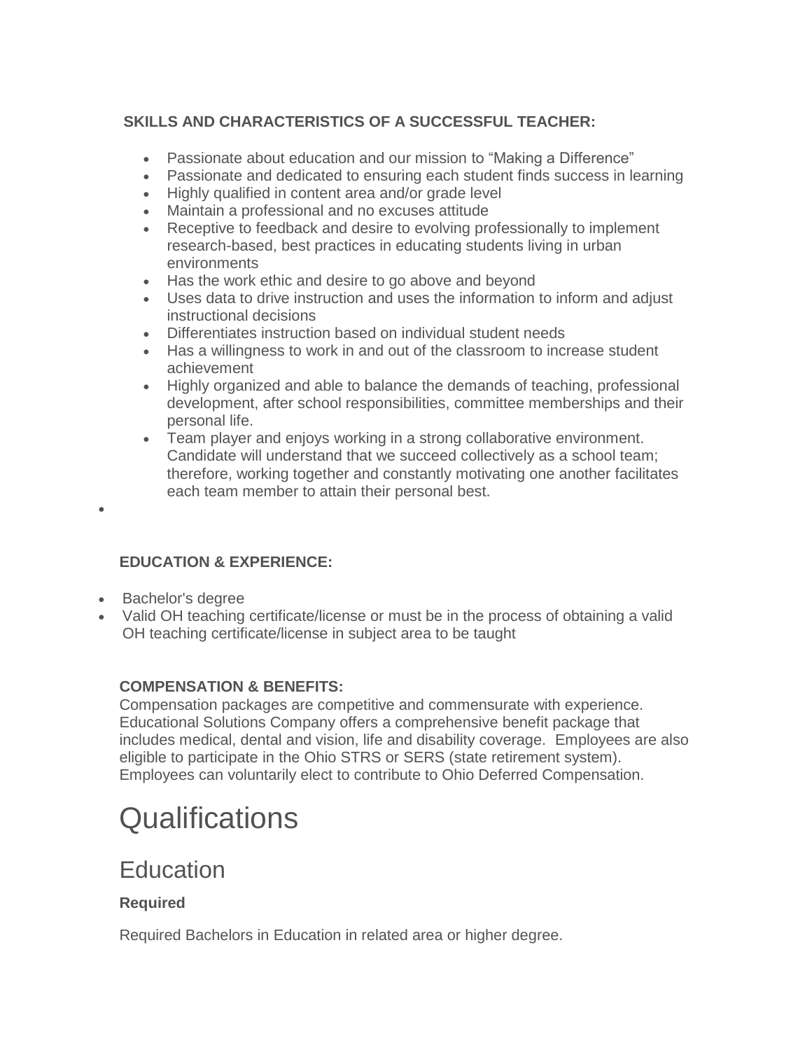**SKILLS AND CHARACTERISTICS OF A SUCCESSFUL TEACHER:**

- Passionate about education and our mission to "Making a Difference"
- Passionate and dedicated to ensuring each student finds success in learning
- Highly qualified in content area and/or grade level
- Maintain a professional and no excuses attitude
- Receptive to feedback and desire to evolving professionally to implement research-based, best practices in educating students living in urban environments
- Has the work ethic and desire to go above and beyond
- Uses data to drive instruction and uses the information to inform and adjust instructional decisions
- Differentiates instruction based on individual student needs
- Has a willingness to work in and out of the classroom to increase student achievement
- Highly organized and able to balance the demands of teaching, professional development, after school responsibilities, committee memberships and their personal life.
- Team player and enjoys working in a strong collaborative environment. Candidate will understand that we succeed collectively as a school team; therefore, working together and constantly motivating one another facilitates each team member to attain their personal best.

**EDUCATION & EXPERIENCE:**

- Bachelor's degree
- Valid OH teaching certificate/license or must be in the process of obtaining a valid OH teaching certificate/license in subject area to be taught

**COMPENSATION & BENEFITS:**

Compensation packages are competitive and commensurate with experience. Educational Solutions Company offers a comprehensive benefit package that includes medical, dental and vision, life and disability coverage. Employees are also eligible to participate in the Ohio STRS or SERS (state retirement system). Employees can voluntarily elect to contribute to Ohio Deferred Compensation.

# Qualifications

## Education

**Required**

Required Bachelors in Education in related area or higher degree.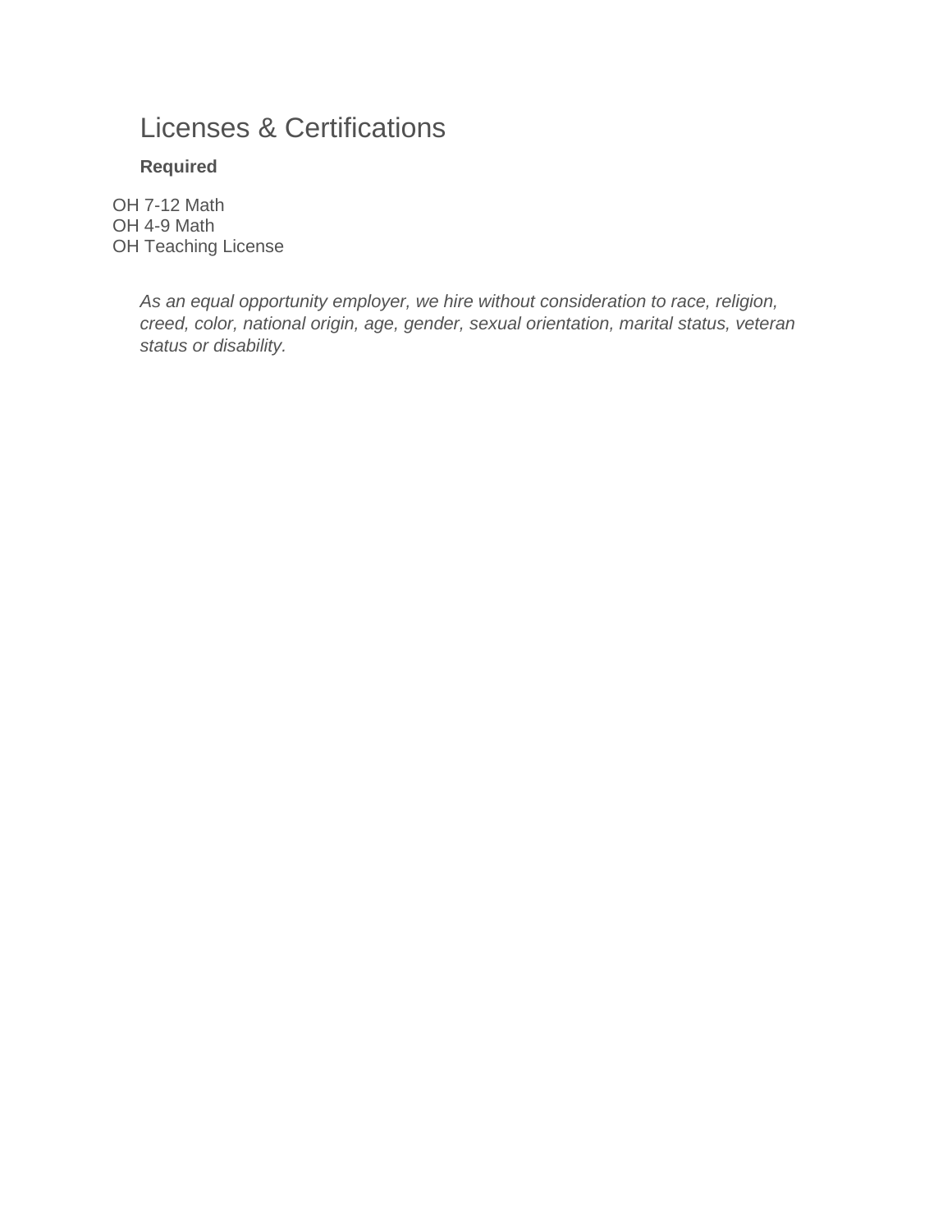## Licenses & Certifications

**Required**

OH 7-12 Math
OH 4-9 Math
OH Teaching License

*As an equal opportunity employer, we hire without consideration to race, religion, creed, color, national origin, age, gender, sexual orientation, marital status, veteran status or disability.*